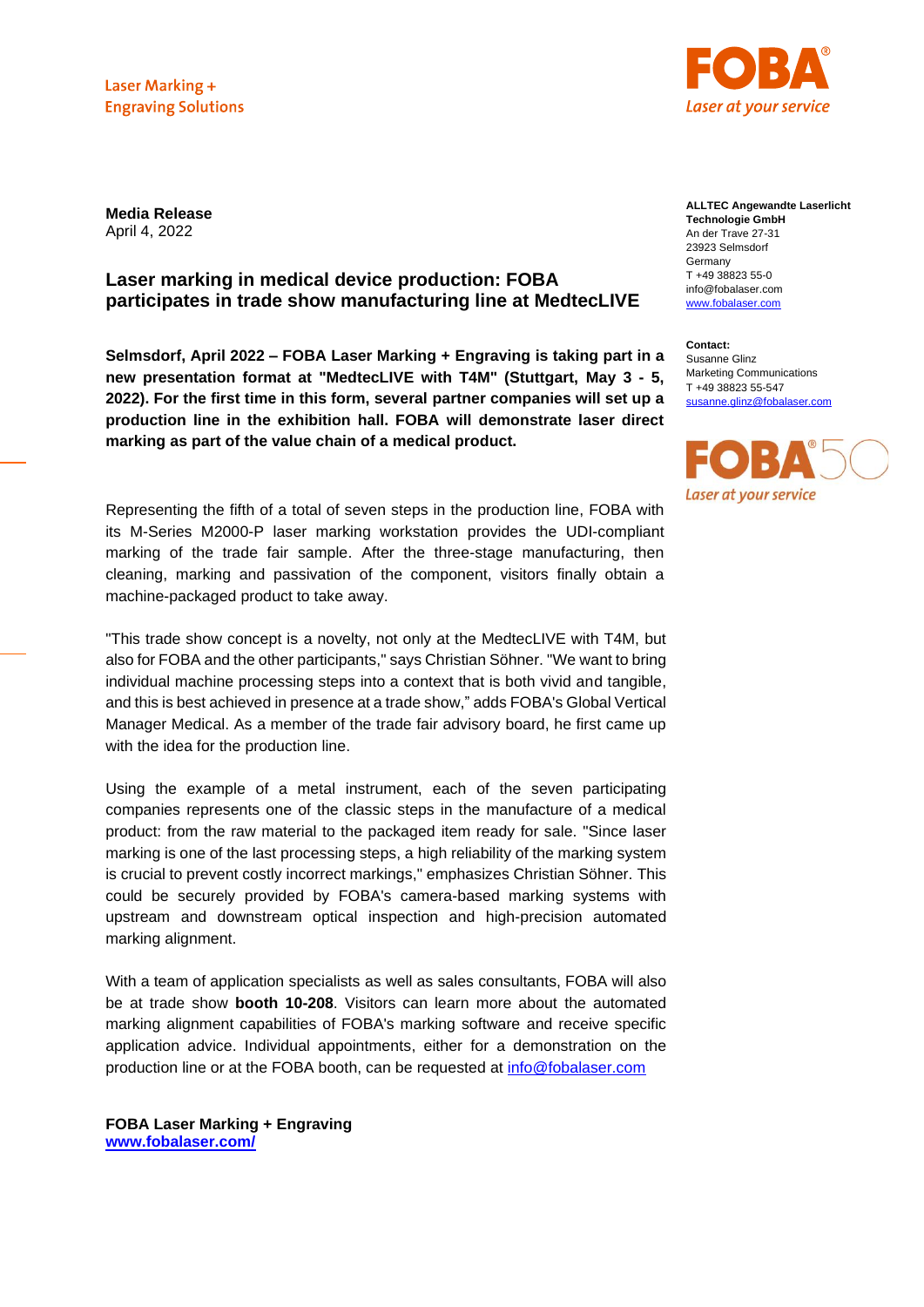Laser Marking +
Engraving Solutions

FOBA®
Laser at your service

**Media Release**
April 4, 2022

**ALLTEC Angewandte Laserlicht Technologie GmbH**
An der Trave 27-31
23923 Selmsdorf
Germany
T +49 38823 55-0
info@fobalaser.com
www.fobalaser.com

**Contact:**
Susanne Glinz
Marketing Communications
T +49 38823 55-547
susanne.glinz@fobalaser.com

## Laser marking in medical device production: FOBA participates in trade show manufacturing line at MedtecLIVE

**Selmsdorf, April 2022 – FOBA Laser Marking + Engraving is taking part in a new presentation format at "MedtecLIVE with T4M" (Stuttgart, May 3 - 5, 2022). For the first time in this form, several partner companies will set up a production line in the exhibition hall. FOBA will demonstrate laser direct marking as part of the value chain of a medical product.**

Representing the fifth of a total of seven steps in the production line, FOBA with its M-Series M2000-P laser marking workstation provides the UDI-compliant marking of the trade fair sample. After the three-stage manufacturing, then cleaning, marking and passivation of the component, visitors finally obtain a machine-packaged product to take away.

"This trade show concept is a novelty, not only at the MedtecLIVE with T4M, but also for FOBA and the other participants," says Christian Söhner. "We want to bring individual machine processing steps into a context that is both vivid and tangible, and this is best achieved in presence at a trade show," adds FOBA's Global Vertical Manager Medical. As a member of the trade fair advisory board, he first came up with the idea for the production line.

Using the example of a metal instrument, each of the seven participating companies represents one of the classic steps in the manufacture of a medical product: from the raw material to the packaged item ready for sale. "Since laser marking is one of the last processing steps, a high reliability of the marking system is crucial to prevent costly incorrect markings," emphasizes Christian Söhner. This could be securely provided by FOBA's camera-based marking systems with upstream and downstream optical inspection and high-precision automated marking alignment.

With a team of application specialists as well as sales consultants, FOBA will also be at trade show **booth 10-208**. Visitors can learn more about the automated marking alignment capabilities of FOBA's marking software and receive specific application advice. Individual appointments, either for a demonstration on the production line or at the FOBA booth, can be requested at info@fobalaser.com

**FOBA Laser Marking + Engraving**
**www.fobalaser.com/**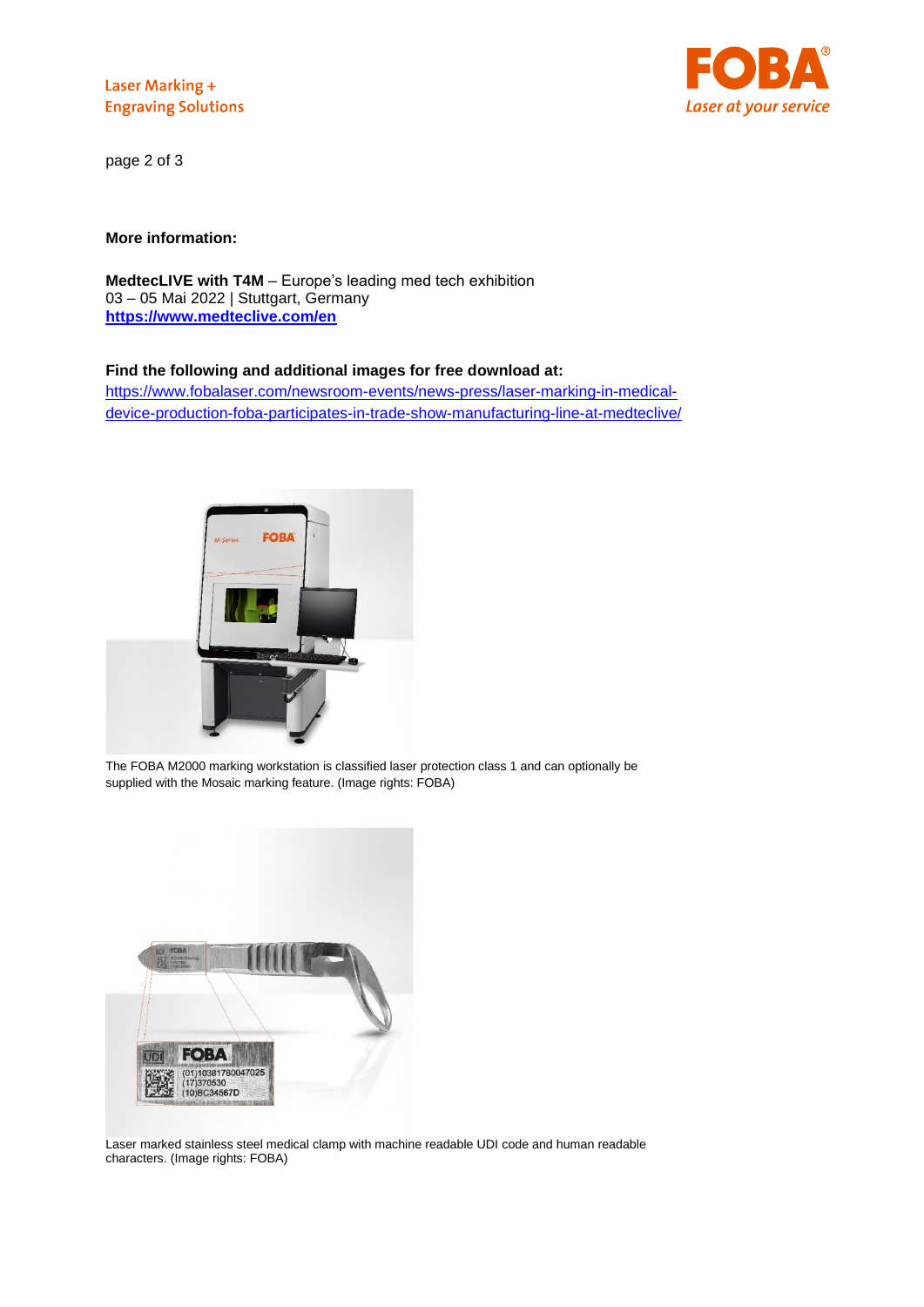**More information:**

**MedtecLIVE with T4M** – Europe's leading med tech exhibition
03 – 05 Mai 2022 | Stuttgart, Germany
**https://www.medteclive.com/en**

**Find the following and additional images for free download at:**
https://www.fobalaser.com/newsroom-events/news-press/laser-marking-in-medical-device-production-foba-participates-in-trade-show-manufacturing-line-at-medteclive/

The FOBA M2000 marking workstation is classified laser protection class 1 and can optionally be supplied with the Mosaic marking feature. (Image rights: FOBA)

Laser marked stainless steel medical clamp with machine readable UDI code and human readable characters. (Image rights: FOBA)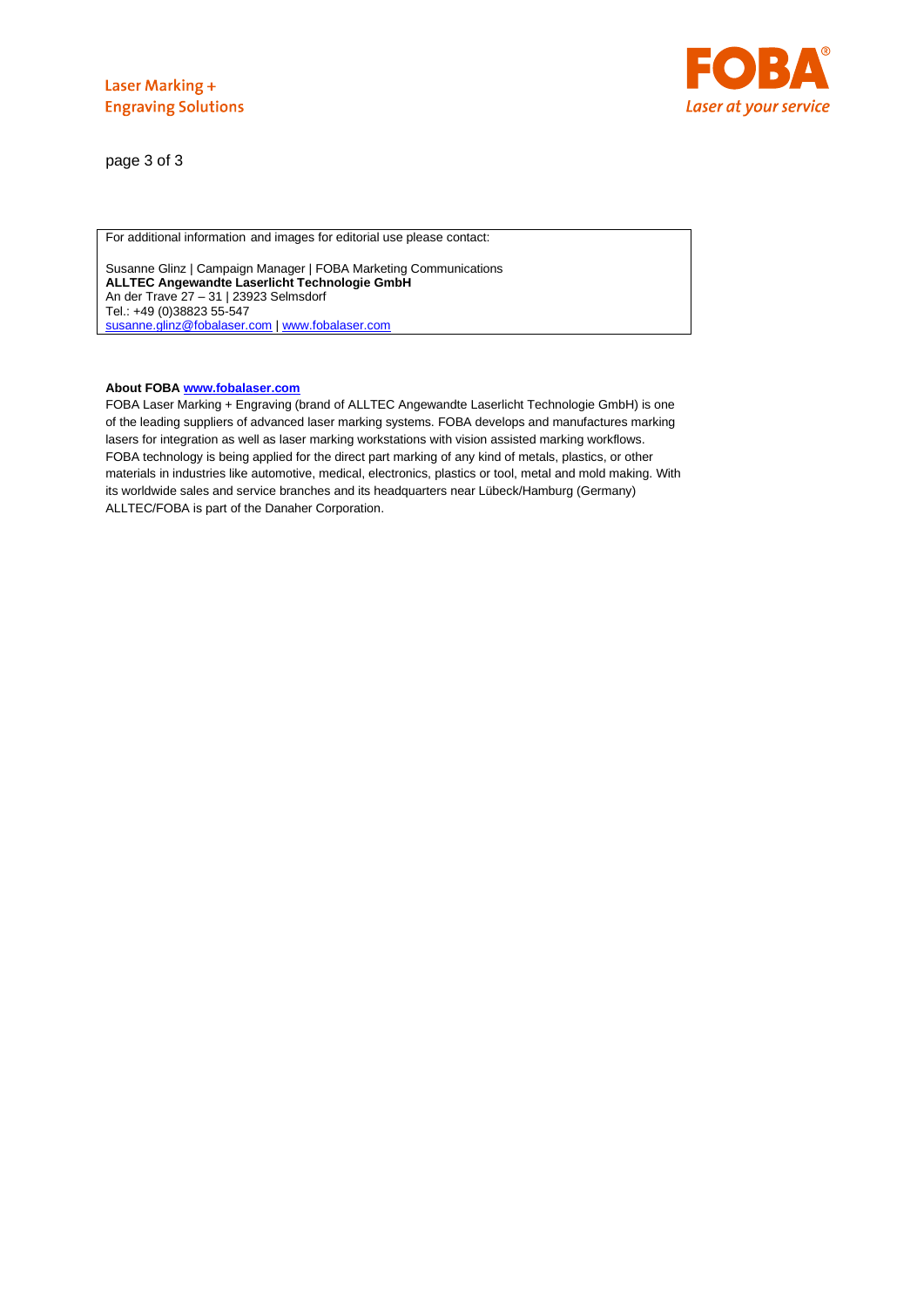For additional information and images for editorial use please contact:

Susanne Glinz | Campaign Manager | FOBA Marketing Communications
**ALLTEC Angewandte Laserlicht Technologie GmbH**
An der Trave 27 – 31 | 23923 Selmsdorf
Tel.: +49 (0)38823 55-547
susanne.glinz@fobalaser.com | www.fobalaser.com

**About FOBA www.fobalaser.com**

FOBA Laser Marking + Engraving (brand of ALLTEC Angewandte Laserlicht Technologie GmbH) is one of the leading suppliers of advanced laser marking systems. FOBA develops and manufactures marking lasers for integration as well as laser marking workstations with vision assisted marking workflows. FOBA technology is being applied for the direct part marking of any kind of metals, plastics, or other materials in industries like automotive, medical, electronics, plastics or tool, metal and mold making. With its worldwide sales and service branches and its headquarters near Lübeck/Hamburg (Germany) ALLTEC/FOBA is part of the Danaher Corporation.